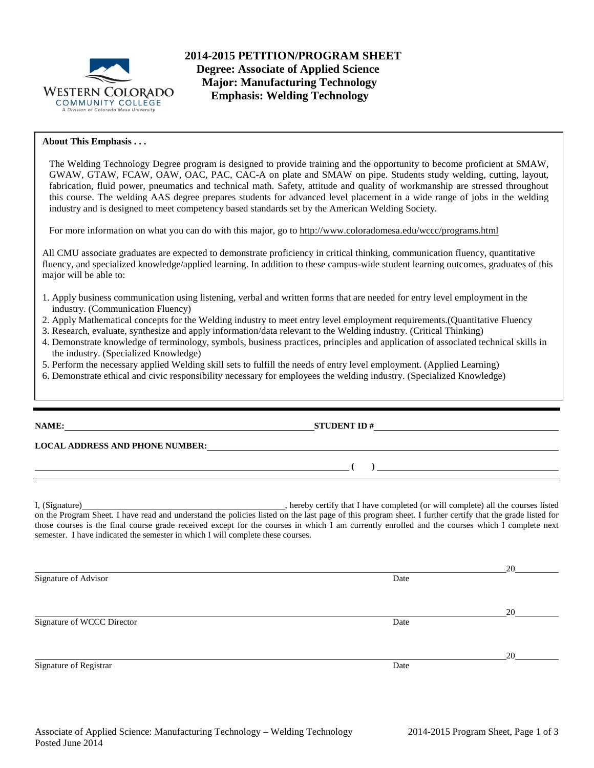WESTERN COLORADO COMMUNITY COLLEGE
A Division of Colorado Mesa University

# 2014-2015 PETITION/PROGRAM SHEET
## Degree: Associate of Applied Science
## Major: Manufacturing Technology
## Emphasis: Welding Technology

**About This Emphasis . . .**

The Welding Technology Degree program is designed to provide training and the opportunity to become proficient at SMAW, GWAW, GTAW, FCAW, OAW, OAC, PAC, CAC-A on plate and SMAW on pipe. Students study welding, cutting, layout, fabrication, fluid power, pneumatics and technical math. Safety, attitude and quality of workmanship are stressed throughout this course. The welding AAS degree prepares students for advanced level placement in a wide range of jobs in the welding industry and is designed to meet competency based standards set by the American Welding Society.

For more information on what you can do with this major, go to http://www.coloradomesa.edu/wccc/programs.html

All CMU associate graduates are expected to demonstrate proficiency in critical thinking, communication fluency, quantitative fluency, and specialized knowledge/applied learning. In addition to these campus-wide student learning outcomes, graduates of this major will be able to:

1. Apply business communication using listening, verbal and written forms that are needed for entry level employment in the industry. (Communication Fluency)
2. Apply Mathematical concepts for the Welding industry to meet entry level employment requirements.(Quantitative Fluency
3. Research, evaluate, synthesize and apply information/data relevant to the Welding industry. (Critical Thinking)
4. Demonstrate knowledge of terminology, symbols, business practices, principles and application of associated technical skills in the industry. (Specialized Knowledge)
5. Perform the necessary applied Welding skill sets to fulfill the needs of entry level employment. (Applied Learning)
6. Demonstrate ethical and civic responsibility necessary for employees the welding industry. (Specialized Knowledge)

---

**NAME:** ______________________________ **STUDENT ID #** ______________________________

**LOCAL ADDRESS AND PHONE NUMBER:** ______________________________

______________________________ **( )** ______________________________

I, (Signature)______________________________, hereby certify that I have completed (or will complete) all the courses listed on the Program Sheet. I have read and understand the policies listed on the last page of this program sheet. I further certify that the grade listed for those courses is the final course grade received except for the courses in which I am currently enrolled and the courses which I complete next semester. I have indicated the semester in which I will complete these courses.

______________________________ 20______
Signature of Advisor Date

______________________________ 20______
Signature of WCCC Director Date

______________________________ 20______
Signature of Registrar Date

Associate of Applied Science: Manufacturing Technology – Welding Technology
Posted June 2014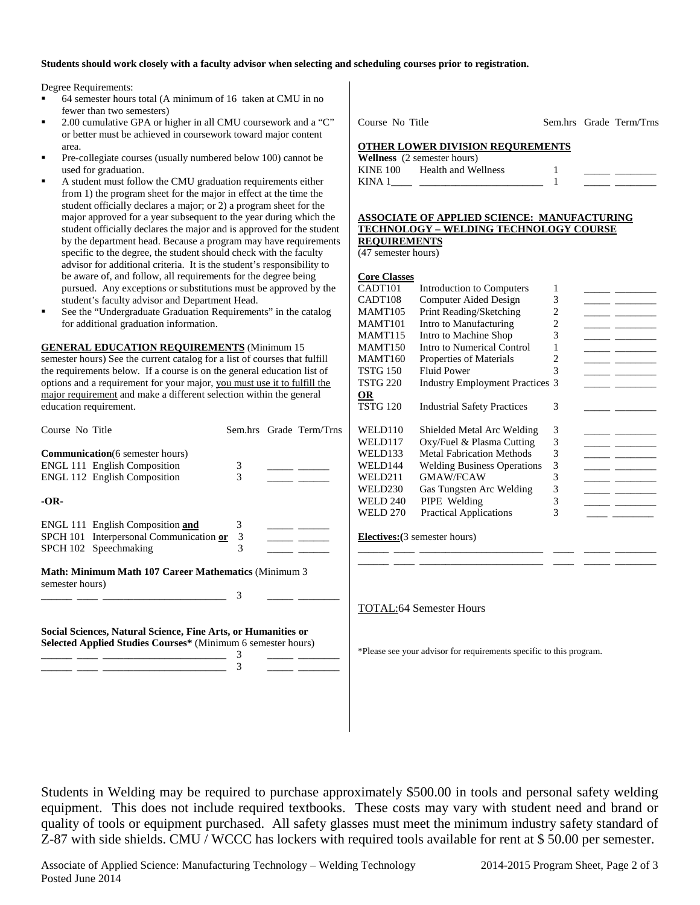**Students should work closely with a faculty advisor when selecting and scheduling courses prior to registration.**

Degree Requirements:

- 64 semester hours total (A minimum of 16 taken at CMU in no fewer than two semesters)
- 2.00 cumulative GPA or higher in all CMU coursework and a "C" or better must be achieved in coursework toward major content area.
- Pre-collegiate courses (usually numbered below 100) cannot be used for graduation.
- A student must follow the CMU graduation requirements either from 1) the program sheet for the major in effect at the time the student officially declares a major; or 2) a program sheet for the major approved for a year subsequent to the year during which the student officially declares the major and is approved for the student by the department head. Because a program may have requirements specific to the degree, the student should check with the faculty advisor for additional criteria. It is the student's responsibility to be aware of, and follow, all requirements for the degree being pursued. Any exceptions or substitutions must be approved by the student's faculty advisor and Department Head.
- See the "Undergraduate Graduation Requirements" in the catalog for additional graduation information.

**GENERAL EDUCATION REQUIREMENTS** (Minimum 15 semester hours) See the current catalog for a list of courses that fulfill the requirements below. If a course is on the general education list of options and a requirement for your major, you must use it to fulfill the major requirement and make a different selection within the general education requirement.

| Course No | Title | Sem.hrs | Grade | Term/Trns |
|---|---|---|---|---|
| **Communication** (6 semester hours) | | | | |
| ENGL 111 | English Composition | 3 | _____ | ______ |
| ENGL 112 | English Composition | 3 | _____ | ______ |
| **-OR-** | | | | |
| ENGL 111 | English Composition **and** | 3 | _____ | ______ |
| SPCH 101 | Interpersonal Communication **or** | 3 | _____ | ______ |
| SPCH 102 | Speechmaking | 3 | _____ | ______ |
| **Math: Minimum Math 107 Career Mathematics** (Minimum 3 semester hours) | | | | |
| ______ ____ | _______________________ | 3 | _____ | ________ |
| **Social Sciences, Natural Science, Fine Arts, or Humanities or Selected Applied Studies Courses*** (Minimum 6 semester hours) | | | | |
| ______ ____ | _______________________ | 3 | _____ | ________ |
| ______ ____ | _______________________ | 3 | _____ | ________ |

| Course No | Title | Sem.hrs | Grade | Term/Trns |
|---|---|---|---|---|
| **OTHER LOWER DIVISION REQUREMENTS** | | | | |
| **Wellness** (2 semester hours) | | | | |
| KINE 100 | Health and Wellness | 1 | _____ | ________ |
| KINA 1____ | ________________________ | 1 | _____ | ________ |

**ASSOCIATE OF APPLIED SCIENCE: MANUFACTURING TECHNOLOGY – WELDING TECHNOLOGY COURSE REQUIREMENTS**
(47 semester hours)

| Course No | Title | Sem.hrs | Grade | Term/Trns |
|---|---|---|---|---|
| **Core Classes** | | | | |
| CADT101 | Introduction to Computers | 1 | _____ | ________ |
| CADT108 | Computer Aided Design | 3 | _____ | ________ |
| MAMT105 | Print Reading/Sketching | 2 | _____ | ________ |
| MAMT101 | Intro to Manufacturing | 2 | _____ | ________ |
| MAMT115 | Intro to Machine Shop | 3 | _____ | ________ |
| MAMT150 | Intro to Numerical Control | 1 | _____ | ________ |
| MAMT160 | Properties of Materials | 2 | _____ | ________ |
| TSTG 150 | Fluid Power | 3 | _____ | ________ |
| TSTG 220 | Industry Employment Practices | 3 | _____ | ________ |
| **OR** | | | | |
| TSTG 120 | Industrial Safety Practices | 3 | _____ | ________ |
| WELD110 | Shielded Metal Arc Welding | 3 | _____ | ________ |
| WELD117 | Oxy/Fuel & Plasma Cutting | 3 | _____ | ________ |
| WELD133 | Metal Fabrication Methods | 3 | _____ | ________ |
| WELD144 | Welding Business Operations | 3 | _____ | ________ |
| WELD211 | GMAW/FCAW | 3 | _____ | ________ |
| WELD230 | Gas Tungsten Arc Welding | 3 | _____ | ________ |
| WELD 240 | PIPE Welding | 3 | _____ | ________ |
| WELD 270 | Practical Applications | 3 | ____ | ________ |
| **Electives:** (3 semester hours) | | | | |
| ______ ____ | _______________________ | ____ | _____ | ________ |
| ______ ____ | _______________________ | ____ | _____ | ________ |

TOTAL: 64 Semester Hours

*Please see your advisor for requirements specific to this program.

Students in Welding may be required to purchase approximately $500.00 in tools and personal safety welding equipment. This does not include required textbooks. These costs may vary with student need and brand or quality of tools or equipment purchased. All safety glasses must meet the minimum industry safety standard of Z-87 with side shields. CMU / WCCC has lockers with required tools available for rent at $ 50.00 per semester.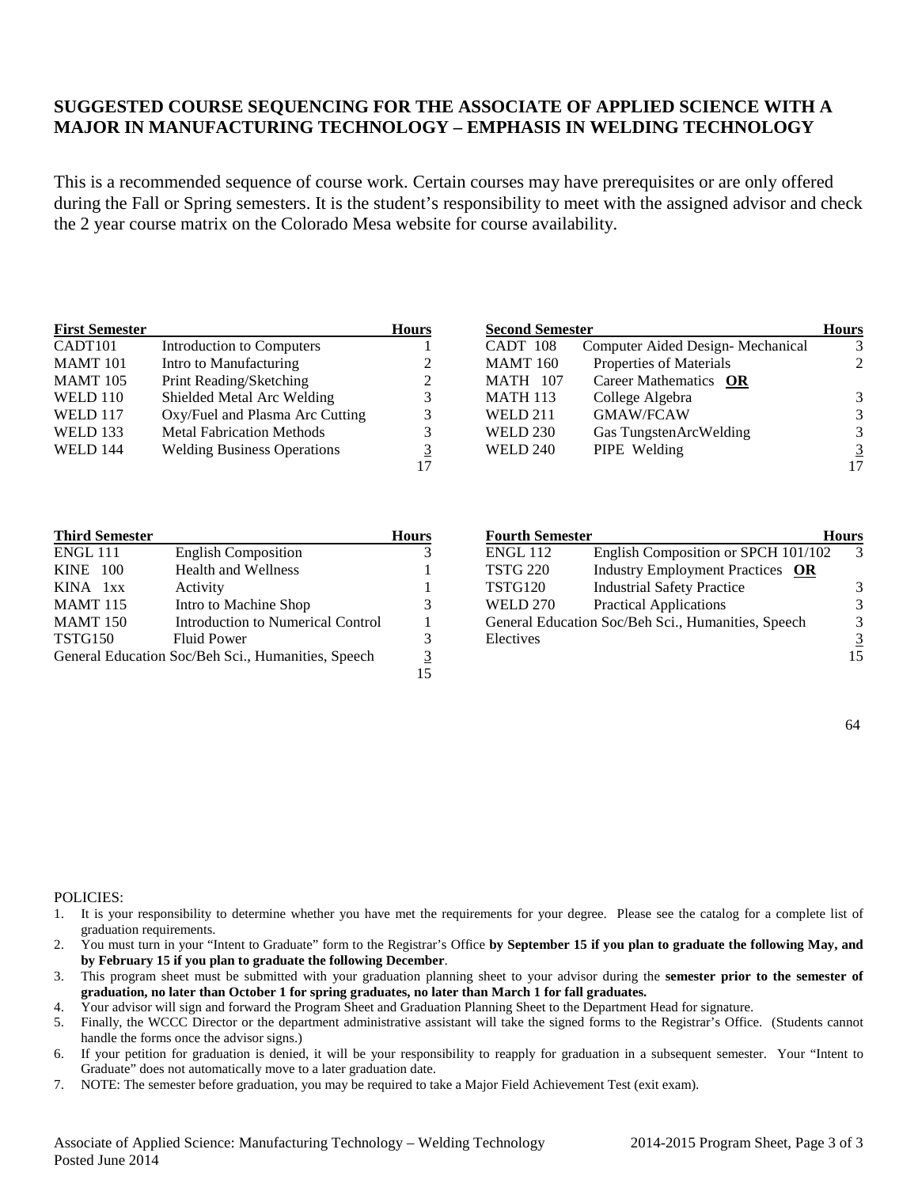## SUGGESTED COURSE SEQUENCING FOR THE ASSOCIATE OF APPLIED SCIENCE WITH A MAJOR IN MANUFACTURING TECHNOLOGY – EMPHASIS IN WELDING TECHNOLOGY

This is a recommended sequence of course work. Certain courses may have prerequisites or are only offered during the Fall or Spring semesters. It is the student's responsibility to meet with the assigned advisor and check the 2 year course matrix on the Colorado Mesa website for course availability.

| First Semester | | Hours |
|---|---|---|
| CADT101 | Introduction to Computers | 1 |
| MAMT 101 | Intro to Manufacturing | 2 |
| MAMT 105 | Print Reading/Sketching | 2 |
| WELD 110 | Shielded Metal Arc Welding | 3 |
| WELD 117 | Oxy/Fuel and Plasma Arc Cutting | 3 |
| WELD 133 | Metal Fabrication Methods | 3 |
| WELD 144 | Welding Business Operations | 3 |
| | | 17 |

| Second Semester | | Hours |
|---|---|---|
| CADT 108 | Computer Aided Design- Mechanical | 3 |
| MAMT 160 | Properties of Materials | 2 |
| MATH 107 | Career Mathematics **OR** | |
| MATH 113 | College Algebra | 3 |
| WELD 211 | GMAW/FCAW | 3 |
| WELD 230 | Gas TungstenArcWelding | 3 |
| WELD 240 | PIPE Welding | 3 |
| | | 17 |

| Third Semester | | Hours |
|---|---|---|
| ENGL 111 | English Composition | 3 |
| KINE 100 | Health and Wellness | 1 |
| KINA 1xx | Activity | 1 |
| MAMT 115 | Intro to Machine Shop | 3 |
| MAMT 150 | Introduction to Numerical Control | 1 |
| TSTG150 | Fluid Power | 3 |
| General Education Soc/Beh Sci., Humanities, Speech | | 3 |
| | | 15 |

| Fourth Semester | | Hours |
|---|---|---|
| ENGL 112 | English Composition or SPCH 101/102 | 3 |
| TSTG 220 | Industry Employment Practices **OR** | |
| TSTG120 | Industrial Safety Practice | 3 |
| WELD 270 | Practical Applications | 3 |
| General Education Soc/Beh Sci., Humanities, Speech | | 3 |
| Electives | | 3 |
| | | 15 |

64

POLICIES:

1. It is your responsibility to determine whether you have met the requirements for your degree. Please see the catalog for a complete list of graduation requirements.
2. You must turn in your "Intent to Graduate" form to the Registrar's Office **by September 15 if you plan to graduate the following May, and by February 15 if you plan to graduate the following December**.
3. This program sheet must be submitted with your graduation planning sheet to your advisor during the **semester prior to the semester of graduation, no later than October 1 for spring graduates, no later than March 1 for fall graduates.**
4. Your advisor will sign and forward the Program Sheet and Graduation Planning Sheet to the Department Head for signature.
5. Finally, the WCCC Director or the department administrative assistant will take the signed forms to the Registrar's Office. (Students cannot handle the forms once the advisor signs.)
6. If your petition for graduation is denied, it will be your responsibility to reapply for graduation in a subsequent semester. Your "Intent to Graduate" does not automatically move to a later graduation date.
7. NOTE: The semester before graduation, you may be required to take a Major Field Achievement Test (exit exam).